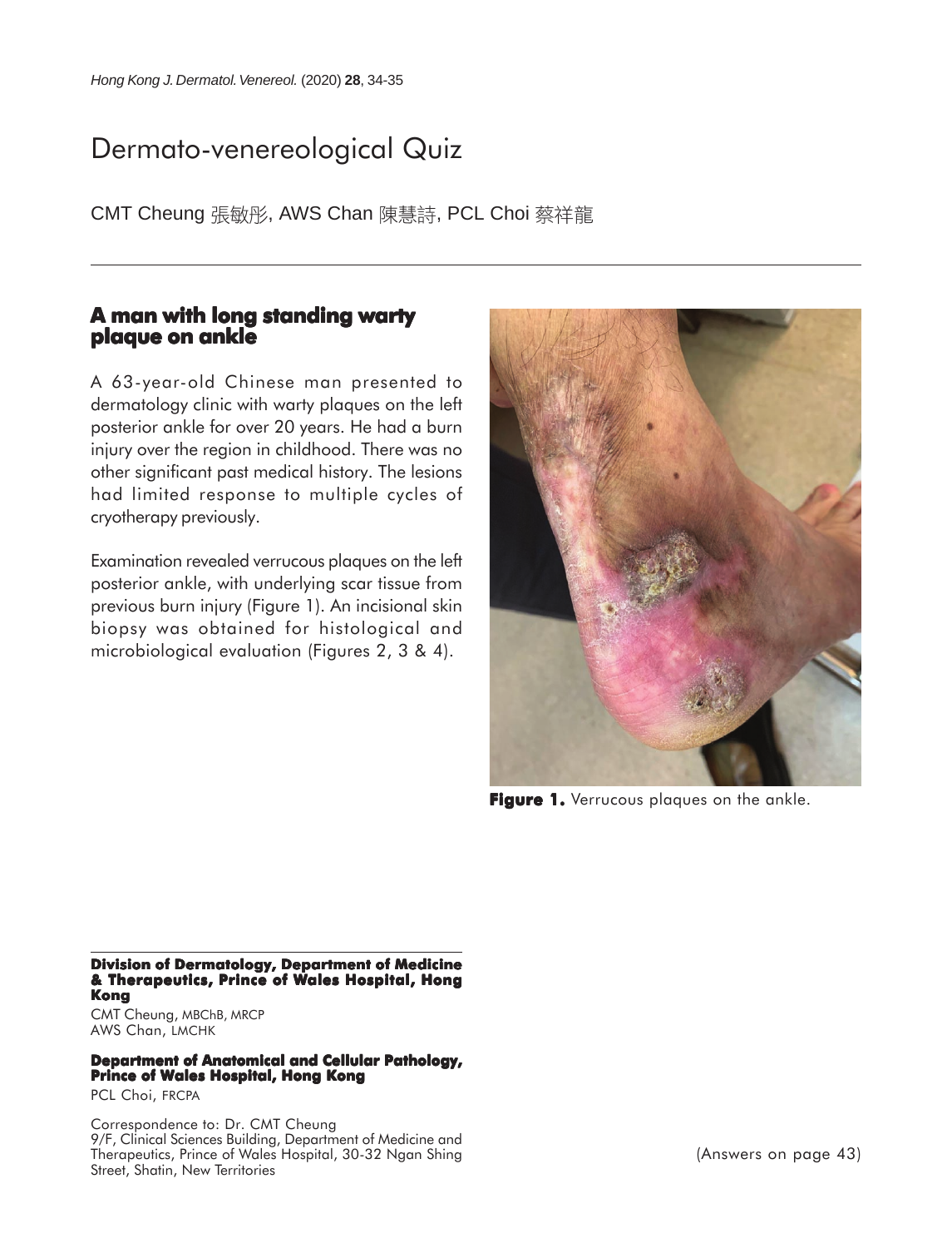# Dermato-venereological Quiz

CMT Cheung 張敏彤, AWS Chan 陳慧詩, PCL Choi 蔡祥龍

## A man with long standing warty plaque on ankle

A 63-year-old Chinese man presented to dermatology clinic with warty plaques on the left posterior ankle for over 20 years. He had a burn injury over the region in childhood. There was no other significant past medical history. The lesions had limited response to multiple cycles of cryotherapy previously.

Examination revealed verrucous plaques on the left posterior ankle, with underlying scar tissue from previous burn injury (Figure 1). An incisional skin biopsy was obtained for histological and microbiological evaluation (Figures 2, 3 & 4).

**Figure 1.** Verrucous plaques on the ankle.

(Answers on page 43)

**Division of Dermatology, Department of Medicine & Therapeutics, Prince of Wales Hospital, Hong Kong**

CMT Cheung, MBChB, MRCP
AWS Chan, LMCHK

**Department of Anatomical and Cellular Pathology, Prince of Wales Hospital, Hong Kong**

PCL Choi, FRCPA

Correspondence to: Dr. CMT Cheung
9/F, Clinical Sciences Building, Department of Medicine and Therapeutics, Prince of Wales Hospital, 30-32 Ngan Shing Street, Shatin, New Territories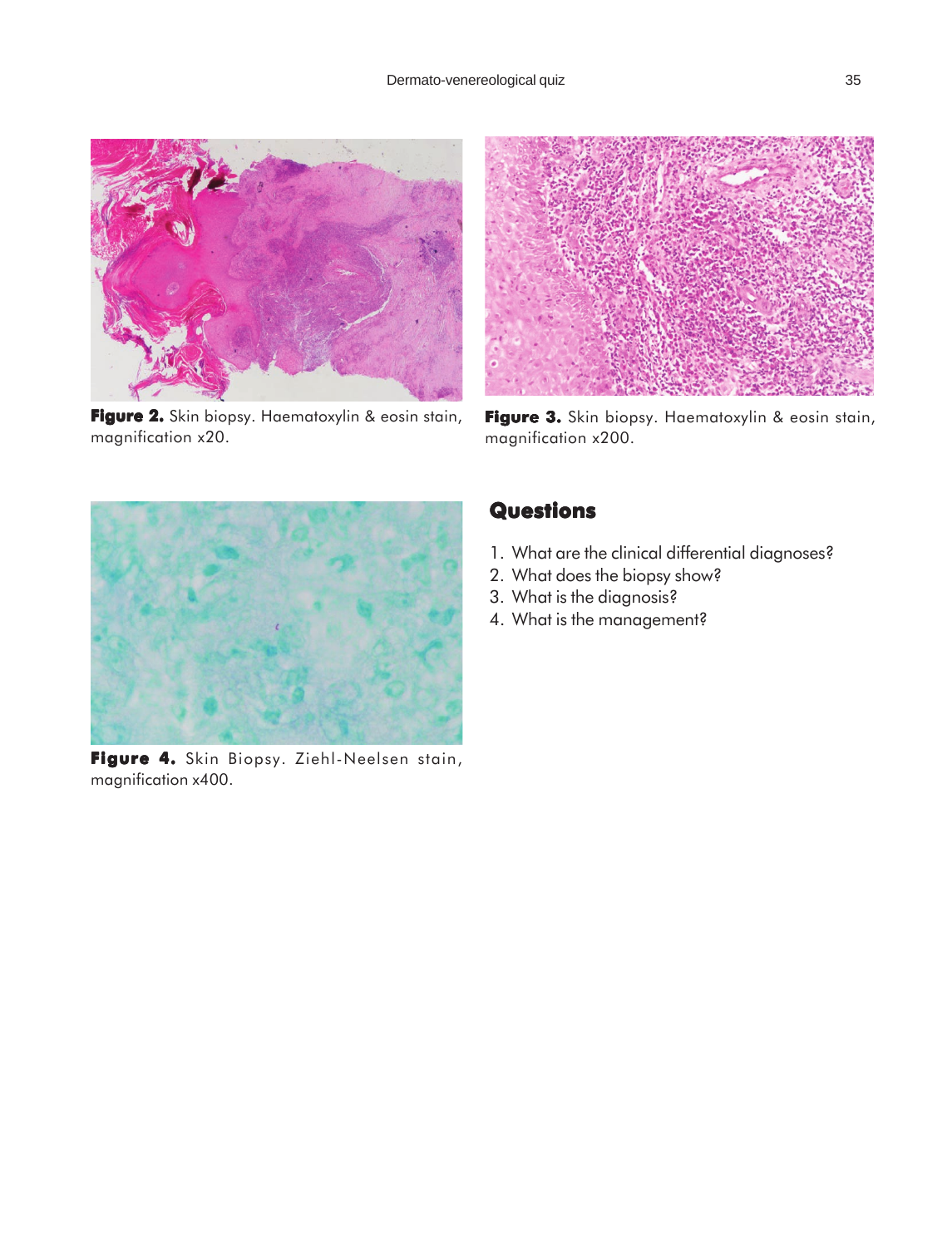Figure 2. Skin biopsy. Haematoxylin & eosin stain, magnification x20.

Figure 3. Skin biopsy. Haematoxylin & eosin stain, magnification x200.

Figure 4. Skin Biopsy. Ziehl-Neelsen stain, magnification x400.

## Questions

1. What are the clinical differential diagnoses?
2. What does the biopsy show?
3. What is the diagnosis?
4. What is the management?